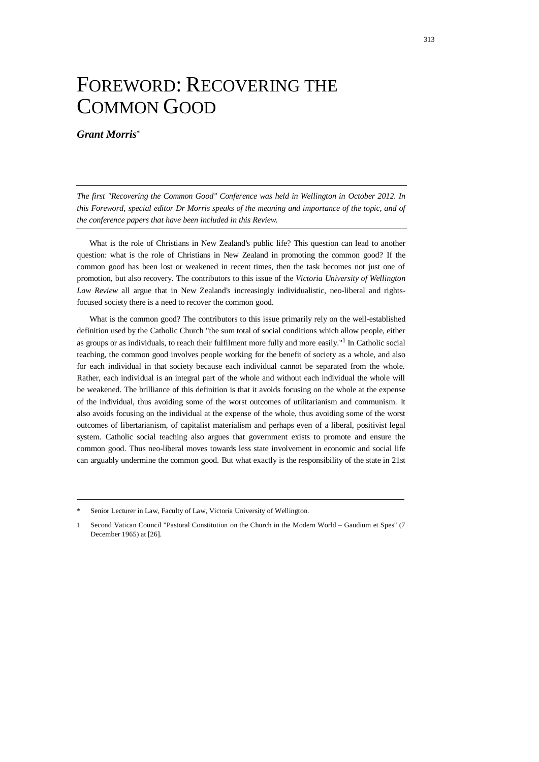# FOREWORD: RECOVERING THE COMMON GOOD

***Grant Morris****

*The first "Recovering the Common Good" Conference was held in Wellington in October 2012. In this Foreword, special editor Dr Morris speaks of the meaning and importance of the topic, and of the conference papers that have been included in this Review.*

What is the role of Christians in New Zealand's public life? This question can lead to another question: what is the role of Christians in New Zealand in promoting the common good? If the common good has been lost or weakened in recent times, then the task becomes not just one of promotion, but also recovery. The contributors to this issue of the *Victoria University of Wellington Law Review* all argue that in New Zealand's increasingly individualistic, neo-liberal and rights-focused society there is a need to recover the common good.

What is the common good? The contributors to this issue primarily rely on the well-established definition used by the Catholic Church "the sum total of social conditions which allow people, either as groups or as individuals, to reach their fulfilment more fully and more easily."[1] In Catholic social teaching, the common good involves people working for the benefit of society as a whole, and also for each individual in that society because each individual cannot be separated from the whole. Rather, each individual is an integral part of the whole and without each individual the whole will be weakened. The brilliance of this definition is that it avoids focusing on the whole at the expense of the individual, thus avoiding some of the worst outcomes of utilitarianism and communism. It also avoids focusing on the individual at the expense of the whole, thus avoiding some of the worst outcomes of libertarianism, of capitalist materialism and perhaps even of a liberal, positivist legal system. Catholic social teaching also argues that government exists to promote and ensure the common good. Thus neo-liberal moves towards less state involvement in economic and social life can arguably undermine the common good. But what exactly is the responsibility of the state in 21st

---

\* Senior Lecturer in Law, Faculty of Law, Victoria University of Wellington.

1 Second Vatican Council "Pastoral Constitution on the Church in the Modern World – Gaudium et Spes" (7 December 1965) at [26].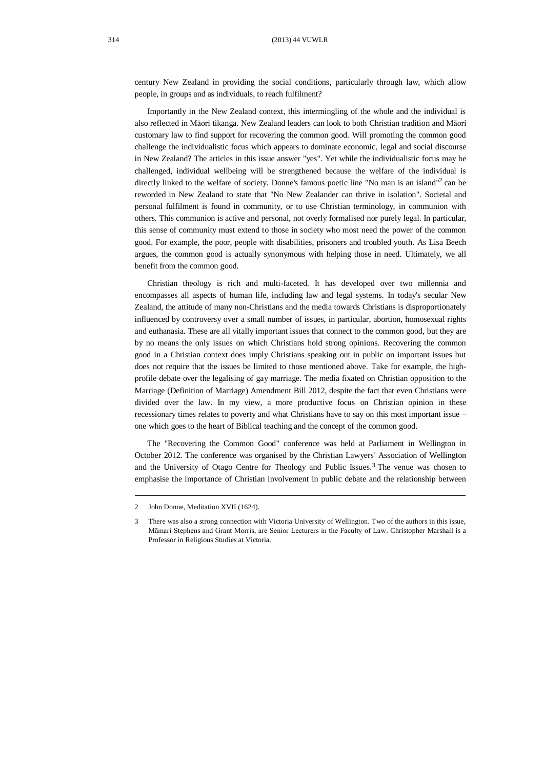century New Zealand in providing the social conditions, particularly through law, which allow people, in groups and as individuals, to reach fulfilment?

Importantly in the New Zealand context, this intermingling of the whole and the individual is also reflected in Māori tikanga. New Zealand leaders can look to both Christian tradition and Māori customary law to find support for recovering the common good. Will promoting the common good challenge the individualistic focus which appears to dominate economic, legal and social discourse in New Zealand? The articles in this issue answer "yes". Yet while the individualistic focus may be challenged, individual wellbeing will be strengthened because the welfare of the individual is directly linked to the welfare of society. Donne's famous poetic line "No man is an island"[2] can be reworded in New Zealand to state that "No New Zealander can thrive in isolation". Societal and personal fulfilment is found in community, or to use Christian terminology, in communion with others. This communion is active and personal, not overly formalised nor purely legal. In particular, this sense of community must extend to those in society who most need the power of the common good. For example, the poor, people with disabilities, prisoners and troubled youth. As Lisa Beech argues, the common good is actually synonymous with helping those in need. Ultimately, we all benefit from the common good.

Christian theology is rich and multi-faceted. It has developed over two millennia and encompasses all aspects of human life, including law and legal systems. In today's secular New Zealand, the attitude of many non-Christians and the media towards Christians is disproportionately influenced by controversy over a small number of issues, in particular, abortion, homosexual rights and euthanasia. These are all vitally important issues that connect to the common good, but they are by no means the only issues on which Christians hold strong opinions. Recovering the common good in a Christian context does imply Christians speaking out in public on important issues but does not require that the issues be limited to those mentioned above. Take for example, the high-profile debate over the legalising of gay marriage. The media fixated on Christian opposition to the Marriage (Definition of Marriage) Amendment Bill 2012, despite the fact that even Christians were divided over the law. In my view, a more productive focus on Christian opinion in these recessionary times relates to poverty and what Christians have to say on this most important issue – one which goes to the heart of Biblical teaching and the concept of the common good.

The "Recovering the Common Good" conference was held at Parliament in Wellington in October 2012. The conference was organised by the Christian Lawyers' Association of Wellington and the University of Otago Centre for Theology and Public Issues.[3] The venue was chosen to emphasise the importance of Christian involvement in public debate and the relationship between

---

2 John Donne, Meditation XVII (1624).

3 There was also a strong connection with Victoria University of Wellington. Two of the authors in this issue, Māmari Stephens and Grant Morris, are Senior Lecturers in the Faculty of Law. Christopher Marshall is a Professor in Religious Studies at Victoria.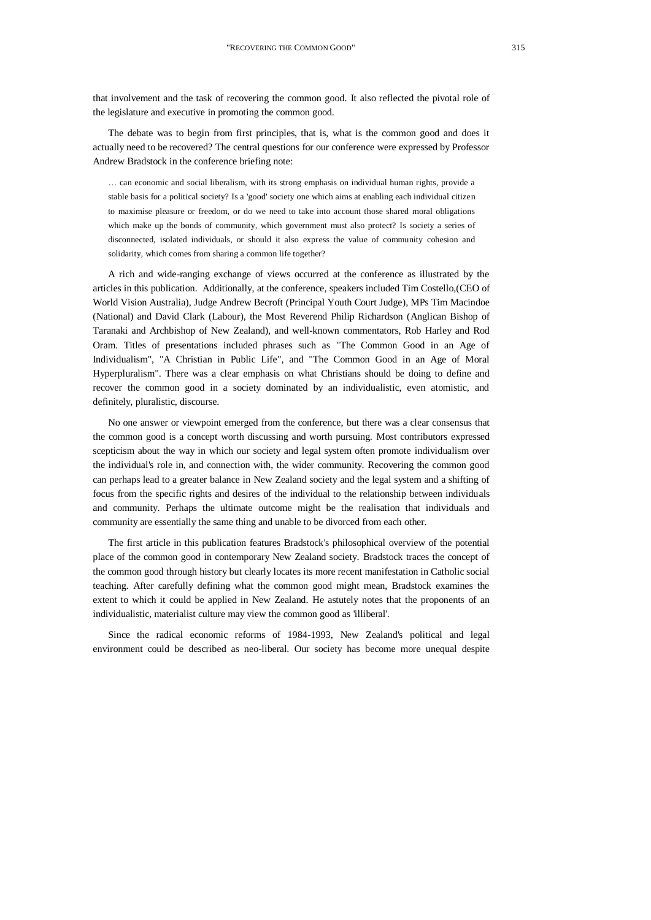that involvement and the task of recovering the common good. It also reflected the pivotal role of the legislature and executive in promoting the common good.

The debate was to begin from first principles, that is, what is the common good and does it actually need to be recovered? The central questions for our conference were expressed by Professor Andrew Bradstock in the conference briefing note:

> … can economic and social liberalism, with its strong emphasis on individual human rights, provide a stable basis for a political society? Is a 'good' society one which aims at enabling each individual citizen to maximise pleasure or freedom, or do we need to take into account those shared moral obligations which make up the bonds of community, which government must also protect? Is society a series of disconnected, isolated individuals, or should it also express the value of community cohesion and solidarity, which comes from sharing a common life together?

A rich and wide-ranging exchange of views occurred at the conference as illustrated by the articles in this publication. Additionally, at the conference, speakers included Tim Costello,(CEO of World Vision Australia), Judge Andrew Becroft (Principal Youth Court Judge), MPs Tim Macindoe (National) and David Clark (Labour), the Most Reverend Philip Richardson (Anglican Bishop of Taranaki and Archbishop of New Zealand), and well-known commentators, Rob Harley and Rod Oram. Titles of presentations included phrases such as "The Common Good in an Age of Individualism", "A Christian in Public Life", and "The Common Good in an Age of Moral Hyperpluralism". There was a clear emphasis on what Christians should be doing to define and recover the common good in a society dominated by an individualistic, even atomistic, and definitely, pluralistic, discourse.

No one answer or viewpoint emerged from the conference, but there was a clear consensus that the common good is a concept worth discussing and worth pursuing. Most contributors expressed scepticism about the way in which our society and legal system often promote individualism over the individual's role in, and connection with, the wider community. Recovering the common good can perhaps lead to a greater balance in New Zealand society and the legal system and a shifting of focus from the specific rights and desires of the individual to the relationship between individuals and community. Perhaps the ultimate outcome might be the realisation that individuals and community are essentially the same thing and unable to be divorced from each other.

The first article in this publication features Bradstock's philosophical overview of the potential place of the common good in contemporary New Zealand society. Bradstock traces the concept of the common good through history but clearly locates its more recent manifestation in Catholic social teaching. After carefully defining what the common good might mean, Bradstock examines the extent to which it could be applied in New Zealand. He astutely notes that the proponents of an individualistic, materialist culture may view the common good as 'illiberal'.

Since the radical economic reforms of 1984-1993, New Zealand's political and legal environment could be described as neo-liberal. Our society has become more unequal despite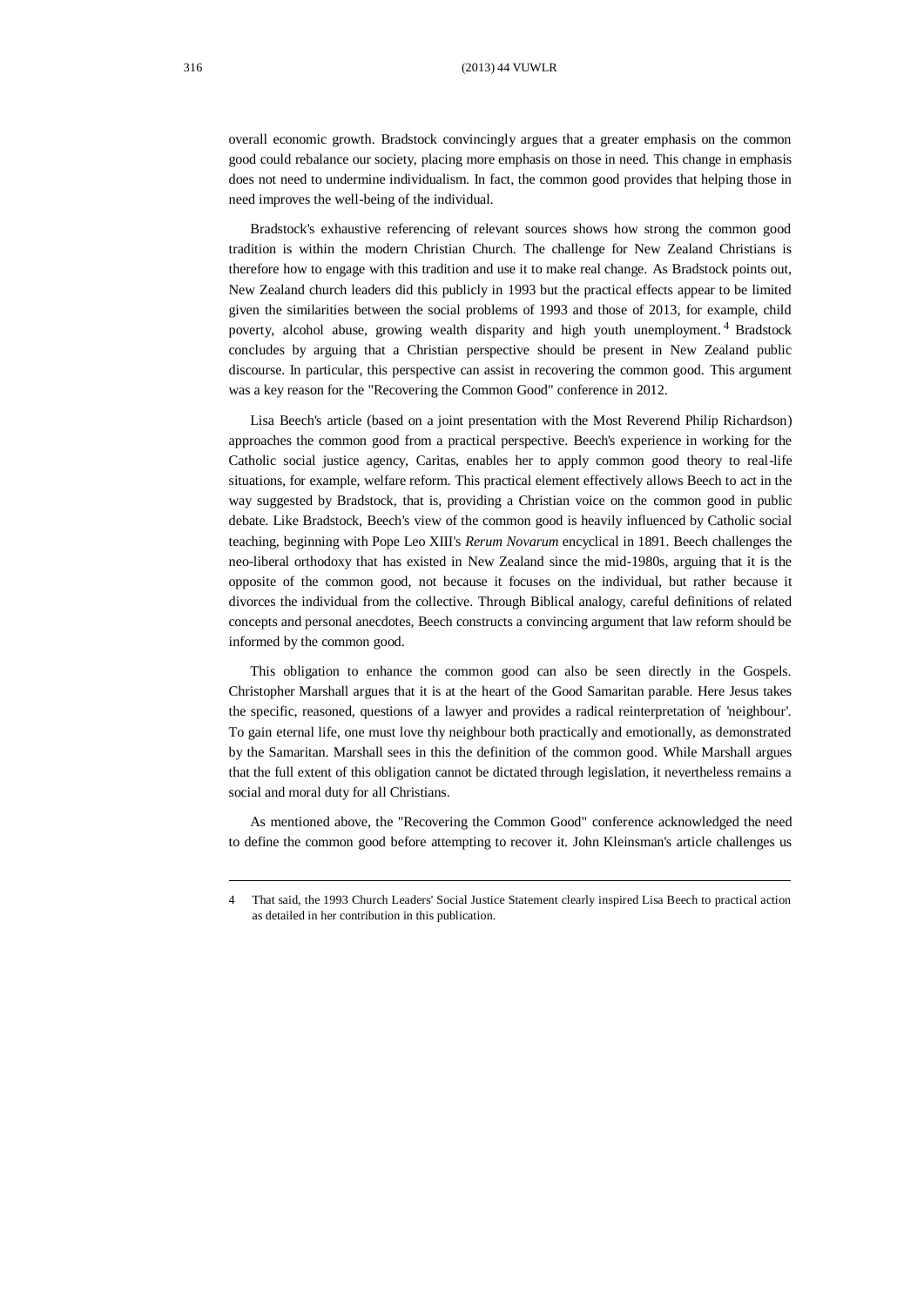overall economic growth. Bradstock convincingly argues that a greater emphasis on the common good could rebalance our society, placing more emphasis on those in need. This change in emphasis does not need to undermine individualism. In fact, the common good provides that helping those in need improves the well-being of the individual.

Bradstock's exhaustive referencing of relevant sources shows how strong the common good tradition is within the modern Christian Church. The challenge for New Zealand Christians is therefore how to engage with this tradition and use it to make real change. As Bradstock points out, New Zealand church leaders did this publicly in 1993 but the practical effects appear to be limited given the similarities between the social problems of 1993 and those of 2013, for example, child poverty, alcohol abuse, growing wealth disparity and high youth unemployment.[4] Bradstock concludes by arguing that a Christian perspective should be present in New Zealand public discourse. In particular, this perspective can assist in recovering the common good. This argument was a key reason for the "Recovering the Common Good" conference in 2012.

Lisa Beech's article (based on a joint presentation with the Most Reverend Philip Richardson) approaches the common good from a practical perspective. Beech's experience in working for the Catholic social justice agency, Caritas, enables her to apply common good theory to real-life situations, for example, welfare reform. This practical element effectively allows Beech to act in the way suggested by Bradstock, that is, providing a Christian voice on the common good in public debate. Like Bradstock, Beech's view of the common good is heavily influenced by Catholic social teaching, beginning with Pope Leo XIII's *Rerum Novarum* encyclical in 1891. Beech challenges the neo-liberal orthodoxy that has existed in New Zealand since the mid-1980s, arguing that it is the opposite of the common good, not because it focuses on the individual, but rather because it divorces the individual from the collective. Through Biblical analogy, careful definitions of related concepts and personal anecdotes, Beech constructs a convincing argument that law reform should be informed by the common good.

This obligation to enhance the common good can also be seen directly in the Gospels. Christopher Marshall argues that it is at the heart of the Good Samaritan parable. Here Jesus takes the specific, reasoned, questions of a lawyer and provides a radical reinterpretation of 'neighbour'. To gain eternal life, one must love thy neighbour both practically and emotionally, as demonstrated by the Samaritan. Marshall sees in this the definition of the common good. While Marshall argues that the full extent of this obligation cannot be dictated through legislation, it nevertheless remains a social and moral duty for all Christians.

As mentioned above, the "Recovering the Common Good" conference acknowledged the need to define the common good before attempting to recover it. John Kleinsman's article challenges us

---

4 That said, the 1993 Church Leaders' Social Justice Statement clearly inspired Lisa Beech to practical action as detailed in her contribution in this publication.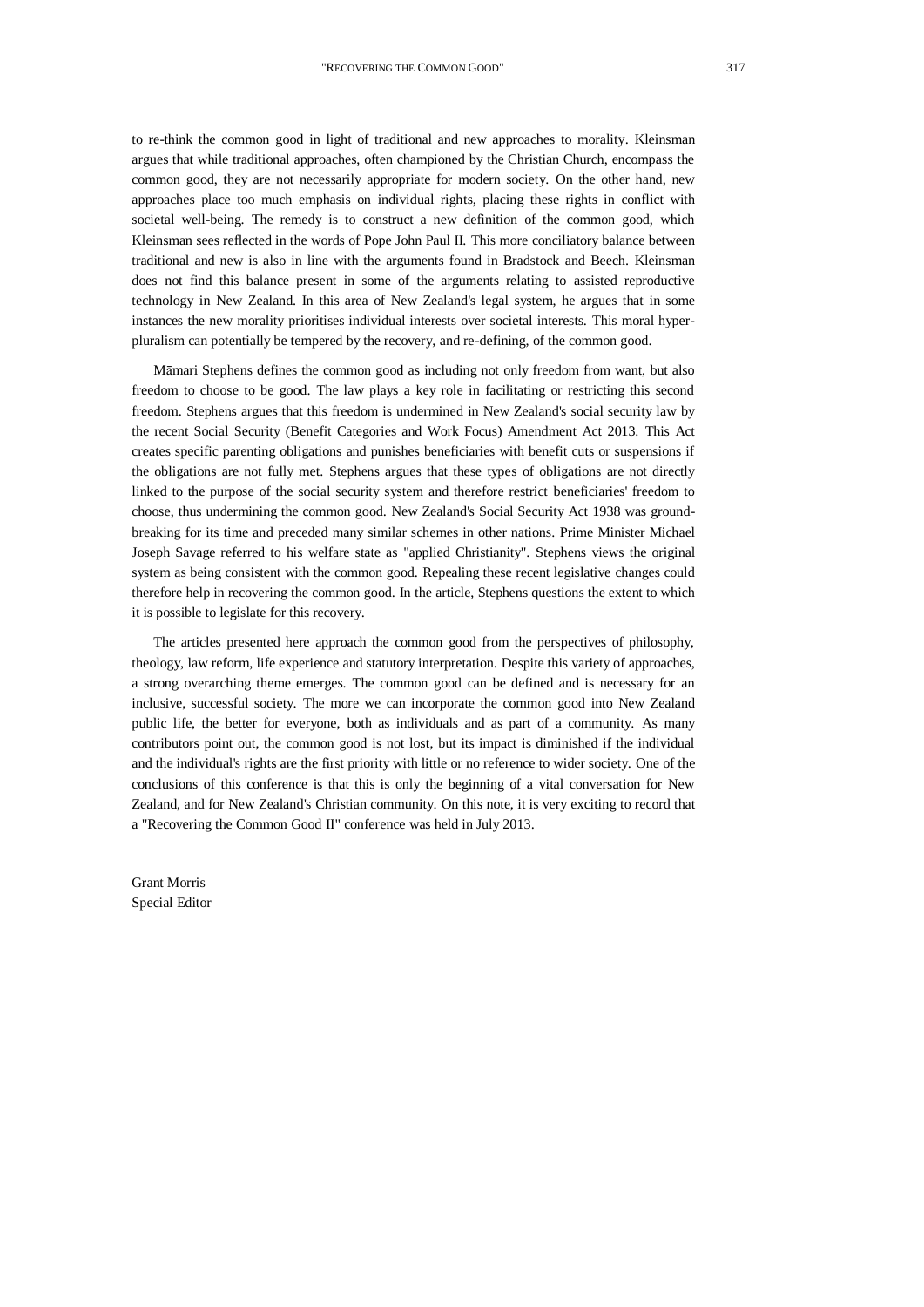to re-think the common good in light of traditional and new approaches to morality. Kleinsman argues that while traditional approaches, often championed by the Christian Church, encompass the common good, they are not necessarily appropriate for modern society. On the other hand, new approaches place too much emphasis on individual rights, placing these rights in conflict with societal well-being. The remedy is to construct a new definition of the common good, which Kleinsman sees reflected in the words of Pope John Paul II. This more conciliatory balance between traditional and new is also in line with the arguments found in Bradstock and Beech. Kleinsman does not find this balance present in some of the arguments relating to assisted reproductive technology in New Zealand. In this area of New Zealand's legal system, he argues that in some instances the new morality prioritises individual interests over societal interests. This moral hyper-pluralism can potentially be tempered by the recovery, and re-defining, of the common good.

Māmari Stephens defines the common good as including not only freedom from want, but also freedom to choose to be good. The law plays a key role in facilitating or restricting this second freedom. Stephens argues that this freedom is undermined in New Zealand's social security law by the recent Social Security (Benefit Categories and Work Focus) Amendment Act 2013. This Act creates specific parenting obligations and punishes beneficiaries with benefit cuts or suspensions if the obligations are not fully met. Stephens argues that these types of obligations are not directly linked to the purpose of the social security system and therefore restrict beneficiaries' freedom to choose, thus undermining the common good. New Zealand's Social Security Act 1938 was ground-breaking for its time and preceded many similar schemes in other nations. Prime Minister Michael Joseph Savage referred to his welfare state as "applied Christianity". Stephens views the original system as being consistent with the common good. Repealing these recent legislative changes could therefore help in recovering the common good. In the article, Stephens questions the extent to which it is possible to legislate for this recovery.

The articles presented here approach the common good from the perspectives of philosophy, theology, law reform, life experience and statutory interpretation. Despite this variety of approaches, a strong overarching theme emerges. The common good can be defined and is necessary for an inclusive, successful society. The more we can incorporate the common good into New Zealand public life, the better for everyone, both as individuals and as part of a community. As many contributors point out, the common good is not lost, but its impact is diminished if the individual and the individual's rights are the first priority with little or no reference to wider society. One of the conclusions of this conference is that this is only the beginning of a vital conversation for New Zealand, and for New Zealand's Christian community. On this note, it is very exciting to record that a "Recovering the Common Good II" conference was held in July 2013.

Grant Morris
Special Editor